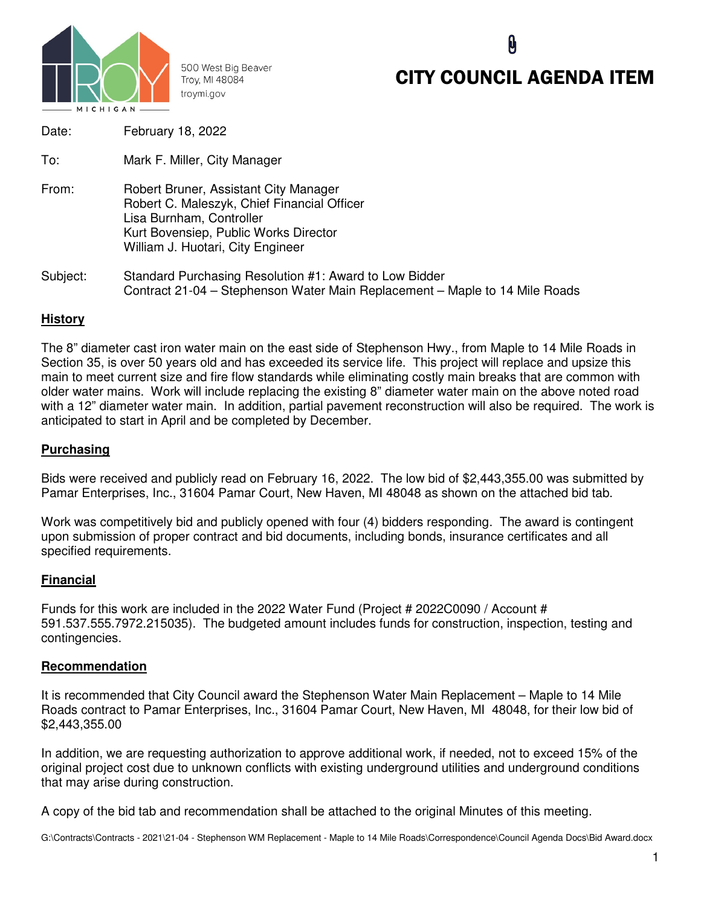500 West Big Beaver
Troy, MI 48084
troymi.gov

# CITY COUNCIL AGENDA ITEM

Date: February 18, 2022

To: Mark F. Miller, City Manager

From: Robert Bruner, Assistant City Manager
Robert C. Maleszyk, Chief Financial Officer
Lisa Burnham, Controller
Kurt Bovensiep, Public Works Director
William J. Huotari, City Engineer

Subject: Standard Purchasing Resolution #1: Award to Low Bidder
Contract 21-04 – Stephenson Water Main Replacement – Maple to 14 Mile Roads

## History

The 8" diameter cast iron water main on the east side of Stephenson Hwy., from Maple to 14 Mile Roads in Section 35, is over 50 years old and has exceeded its service life. This project will replace and upsize this main to meet current size and fire flow standards while eliminating costly main breaks that are common with older water mains. Work will include replacing the existing 8" diameter water main on the above noted road with a 12" diameter water main. In addition, partial pavement reconstruction will also be required. The work is anticipated to start in April and be completed by December.

## Purchasing

Bids were received and publicly read on February 16, 2022. The low bid of $2,443,355.00 was submitted by Pamar Enterprises, Inc., 31604 Pamar Court, New Haven, MI 48048 as shown on the attached bid tab.

Work was competitively bid and publicly opened with four (4) bidders responding. The award is contingent upon submission of proper contract and bid documents, including bonds, insurance certificates and all specified requirements.

## Financial

Funds for this work are included in the 2022 Water Fund (Project # 2022C0090 / Account # 591.537.555.7972.215035). The budgeted amount includes funds for construction, inspection, testing and contingencies.

## Recommendation

It is recommended that City Council award the Stephenson Water Main Replacement – Maple to 14 Mile Roads contract to Pamar Enterprises, Inc., 31604 Pamar Court, New Haven, MI 48048, for their low bid of $2,443,355.00

In addition, we are requesting authorization to approve additional work, if needed, not to exceed 15% of the original project cost due to unknown conflicts with existing underground utilities and underground conditions that may arise during construction.

A copy of the bid tab and recommendation shall be attached to the original Minutes of this meeting.

G:\Contracts\Contracts - 2021\21-04 - Stephenson WM Replacement - Maple to 14 Mile Roads\Correspondence\Council Agenda Docs\Bid Award.docx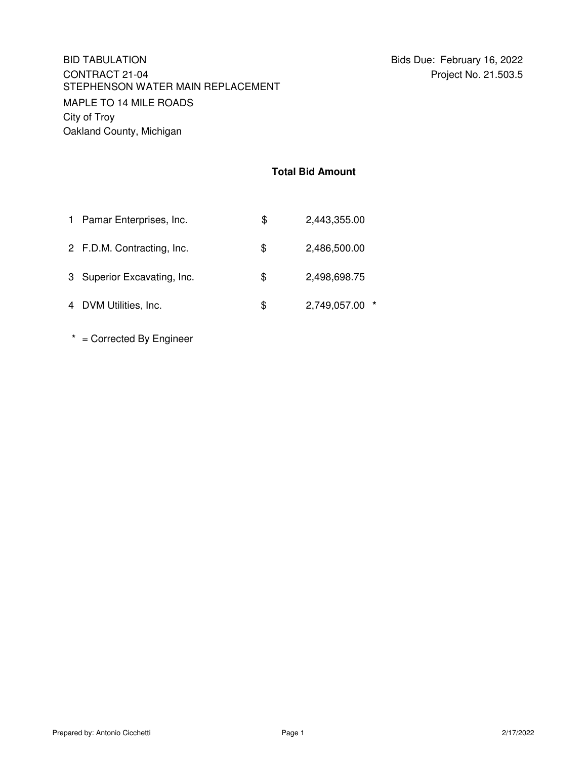BID TABULATION
CONTRACT 21-04
STEPHENSON WATER MAIN REPLACEMENT
MAPLE TO 14 MILE ROADS
City of Troy
Oakland County, Michigan

Bids Due: February 16, 2022
Project No. 21.503.5

## Total Bid Amount

| | Bidder | | Total Bid Amount | |
|---|---|---|---|---|
| 1 | Pamar Enterprises, Inc. | $ | 2,443,355.00 | |
| 2 | F.D.M. Contracting, Inc. | $ | 2,486,500.00 | |
| 3 | Superior Excavating, Inc. | $ | 2,498,698.75 | |
| 4 | DVM Utilities, Inc. | $ | 2,749,057.00 | * |

* = Corrected By Engineer

Prepared by: Antonio Cicchetti    2/17/2022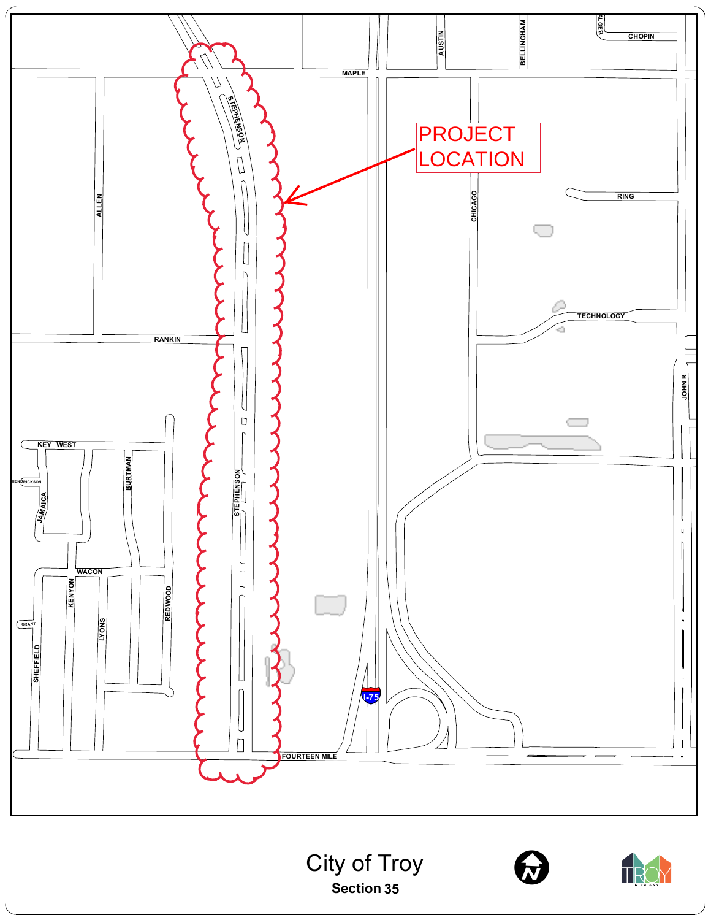PROJECT LOCATION

MAPLE

STEPHENSON

AUSTIN

BELLINGHAM

ALGER

CHOPIN

ALLEN

CHICAGO

RING

RANKIN

TECHNOLOGY

JOHN R

KEY WEST

HENDRICKSON

JAMAICA

BURTMAN

WACON

KENYON

LYONS

REDWOOD

GRANT

SHEFFIELD

I-75

FOURTEEN MILE

City of Troy

**Section 35**